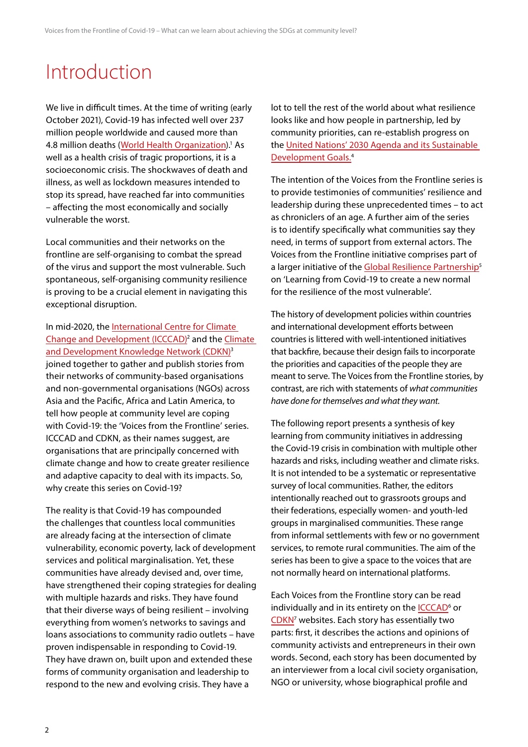# Introduction

We live in difficult times. At the time of writing (early October 2021), Covid-19 has infected well over 237 million people worldwide and caused more than 4.8 million deaths (World Health Organization).[1] As well as a health crisis of tragic proportions, it is a socioeconomic crisis. The shockwaves of death and illness, as well as lockdown measures intended to stop its spread, have reached far into communities – affecting the most economically and socially vulnerable the worst.

Local communities and their networks on the frontline are self-organising to combat the spread of the virus and support the most vulnerable. Such spontaneous, self-organising community resilience is proving to be a crucial element in navigating this exceptional disruption.

In mid-2020, the International Centre for Climate Change and Development (ICCCAD)[2] and the Climate and Development Knowledge Network (CDKN)[3] joined together to gather and publish stories from their networks of community-based organisations and non-governmental organisations (NGOs) across Asia and the Pacific, Africa and Latin America, to tell how people at community level are coping with Covid-19: the 'Voices from the Frontline' series. ICCCAD and CDKN, as their names suggest, are organisations that are principally concerned with climate change and how to create greater resilience and adaptive capacity to deal with its impacts. So, why create this series on Covid-19?

The reality is that Covid-19 has compounded the challenges that countless local communities are already facing at the intersection of climate vulnerability, economic poverty, lack of development services and political marginalisation. Yet, these communities have already devised and, over time, have strengthened their coping strategies for dealing with multiple hazards and risks. They have found that their diverse ways of being resilient – involving everything from women's networks to savings and loans associations to community radio outlets – have proven indispensable in responding to Covid-19. They have drawn on, built upon and extended these forms of community organisation and leadership to respond to the new and evolving crisis. They have a lot to tell the rest of the world about what resilience looks like and how people in partnership, led by community priorities, can re-establish progress on the United Nations' 2030 Agenda and its Sustainable Development Goals.[4]

The intention of the Voices from the Frontline series is to provide testimonies of communities' resilience and leadership during these unprecedented times – to act as chroniclers of an age. A further aim of the series is to identify specifically what communities say they need, in terms of support from external actors. The Voices from the Frontline initiative comprises part of a larger initiative of the Global Resilience Partnership[5] on 'Learning from Covid-19 to create a new normal for the resilience of the most vulnerable'.

The history of development policies within countries and international development efforts between countries is littered with well-intentioned initiatives that backfire, because their design fails to incorporate the priorities and capacities of the people they are meant to serve. The Voices from the Frontline stories, by contrast, are rich with statements of *what communities have done for themselves and what they want.*

The following report presents a synthesis of key learning from community initiatives in addressing the Covid-19 crisis in combination with multiple other hazards and risks, including weather and climate risks. It is not intended to be a systematic or representative survey of local communities. Rather, the editors intentionally reached out to grassroots groups and their federations, especially women- and youth-led groups in marginalised communities. These range from informal settlements with few or no government services, to remote rural communities. The aim of the series has been to give a space to the voices that are not normally heard on international platforms.

Each Voices from the Frontline story can be read individually and in its entirety on the ICCCAD[6] or CDKN[7] websites. Each story has essentially two parts: first, it describes the actions and opinions of community activists and entrepreneurs in their own words. Second, each story has been documented by an interviewer from a local civil society organisation, NGO or university, whose biographical profile and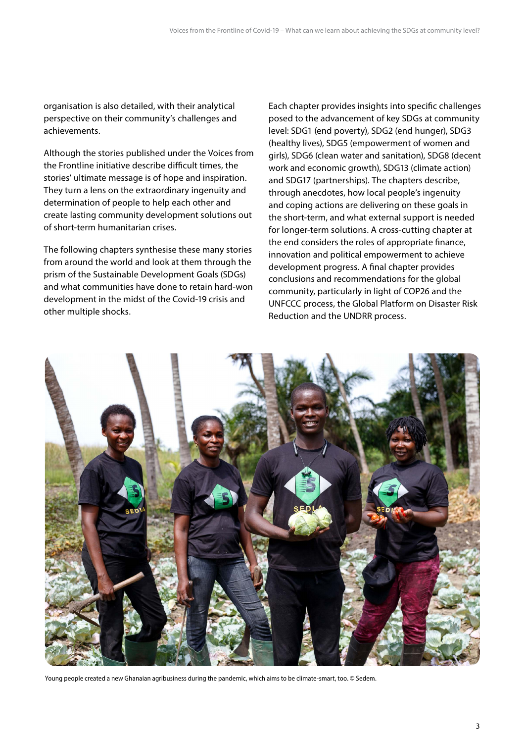organisation is also detailed, with their analytical perspective on their community's challenges and achievements.

Although the stories published under the Voices from the Frontline initiative describe difficult times, the stories' ultimate message is of hope and inspiration. They turn a lens on the extraordinary ingenuity and determination of people to help each other and create lasting community development solutions out of short-term humanitarian crises.

The following chapters synthesise these many stories from around the world and look at them through the prism of the Sustainable Development Goals (SDGs) and what communities have done to retain hard-won development in the midst of the Covid-19 crisis and other multiple shocks.

Each chapter provides insights into specific challenges posed to the advancement of key SDGs at community level: SDG1 (end poverty), SDG2 (end hunger), SDG3 (healthy lives), SDG5 (empowerment of women and girls), SDG6 (clean water and sanitation), SDG8 (decent work and economic growth), SDG13 (climate action) and SDG17 (partnerships). The chapters describe, through anecdotes, how local people's ingenuity and coping actions are delivering on these goals in the short-term, and what external support is needed for longer-term solutions. A cross-cutting chapter at the end considers the roles of appropriate finance, innovation and political empowerment to achieve development progress. A final chapter provides conclusions and recommendations for the global community, particularly in light of COP26 and the UNFCCC process, the Global Platform on Disaster Risk Reduction and the UNDRR process.

Young people created a new Ghanaian agribusiness during the pandemic, which aims to be climate-smart, too. © Sedem.